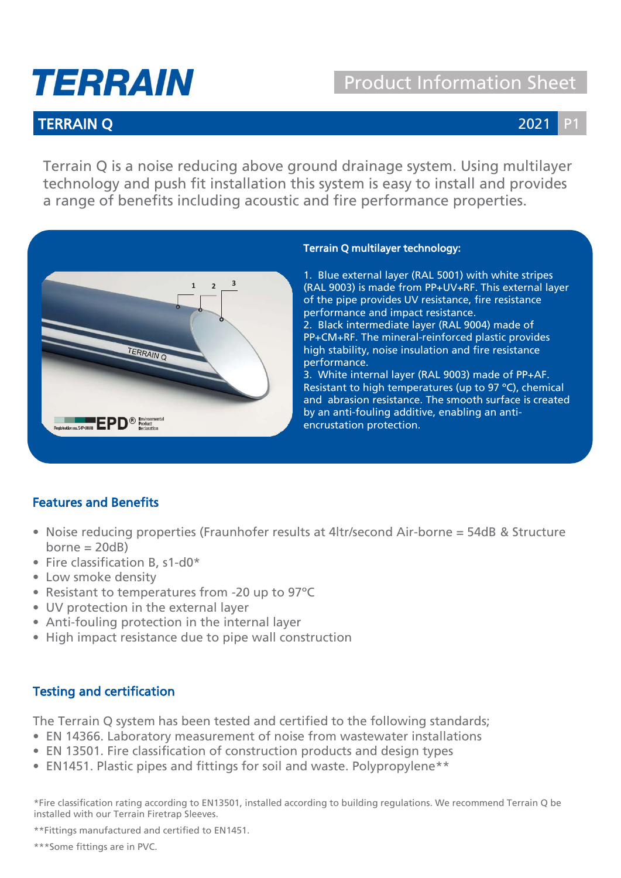# TERRAIN

Product Information Sheet

## TERRAIN Q

2021 P1

Terrain Q is a noise reducing above ground drainage system. Using multilayer technology and push fit installation this system is easy to install and provides a range of benefits including acoustic and fire performance properties.

**Terrain Q multilayer technology:**

1. Blue external layer (RAL 5001) with white stripes (RAL 9003) is made from PP+UV+RF. This external layer of the pipe provides UV resistance, fire resistance performance and impact resistance.
2. Black intermediate layer (RAL 9004) made of PP+CM+RF. The mineral-reinforced plastic provides high stability, noise insulation and fire resistance performance.
3. White internal layer (RAL 9003) made of PP+AF. Resistant to high temperatures (up to 97 °C), chemical and abrasion resistance. The smooth surface is created by an anti-fouling additive, enabling an anti-encrustation protection.

### Features and Benefits

- Noise reducing properties (Fraunhofer results at 4ltr/second Air-borne = 54dB & Structure borne = 20dB)
- Fire classification B, s1-d0*
- Low smoke density
- Resistant to temperatures from -20 up to 97°C
- UV protection in the external layer
- Anti-fouling protection in the internal layer
- High impact resistance due to pipe wall construction

### Testing and certification

The Terrain Q system has been tested and certified to the following standards;

- EN 14366. Laboratory measurement of noise from wastewater installations
- EN 13501. Fire classification of construction products and design types
- EN1451. Plastic pipes and fittings for soil and waste. Polypropylene**

*Fire classification rating according to EN13501, installed according to building regulations. We recommend Terrain Q be installed with our Terrain Firetrap Sleeves.

**Fittings manufactured and certified to EN1451.

***Some fittings are in PVC.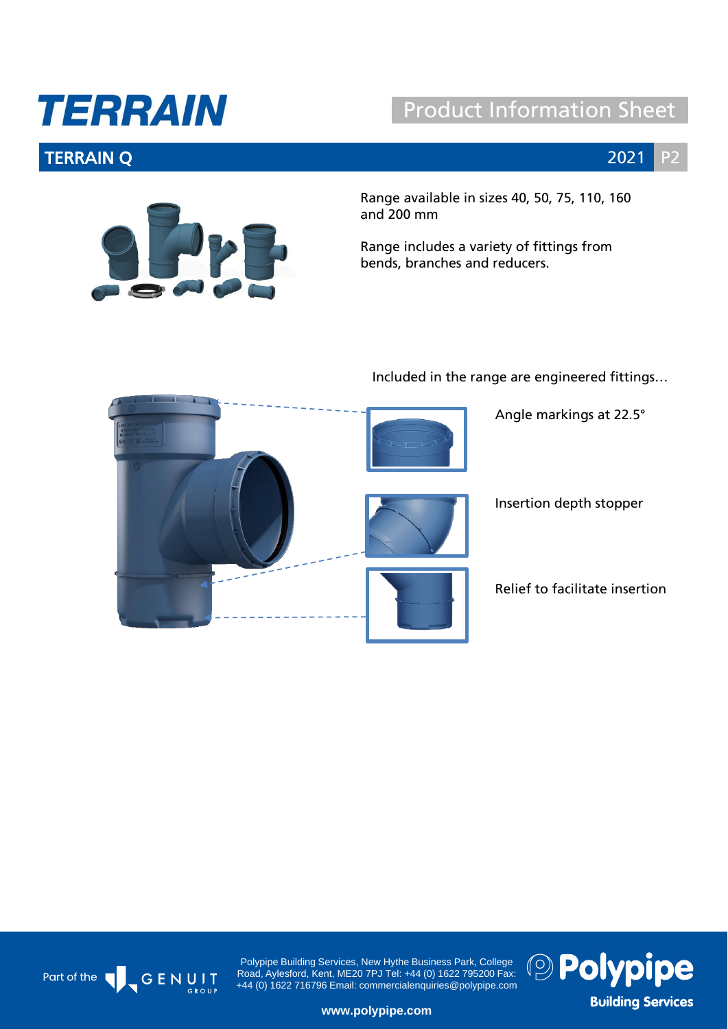# TERRAIN

## Product Information Sheet

## TERRAIN Q

2021 P2

Range available in sizes 40, 50, 75, 110, 160 and 200 mm

Range includes a variety of fittings from bends, branches and reducers.

Included in the range are engineered fittings…

Angle markings at 22.5°

Insertion depth stopper

Relief to facilitate insertion

Part of the GENUIT GROUP

Polypipe Building Services, New Hythe Business Park, College Road, Aylesford, Kent, ME20 7PJ Tel: +44 (0) 1622 795200 Fax: +44 (0) 1622 716796 Email: commercialenquiries@polypipe.com

Polypipe Building Services

www.polypipe.com